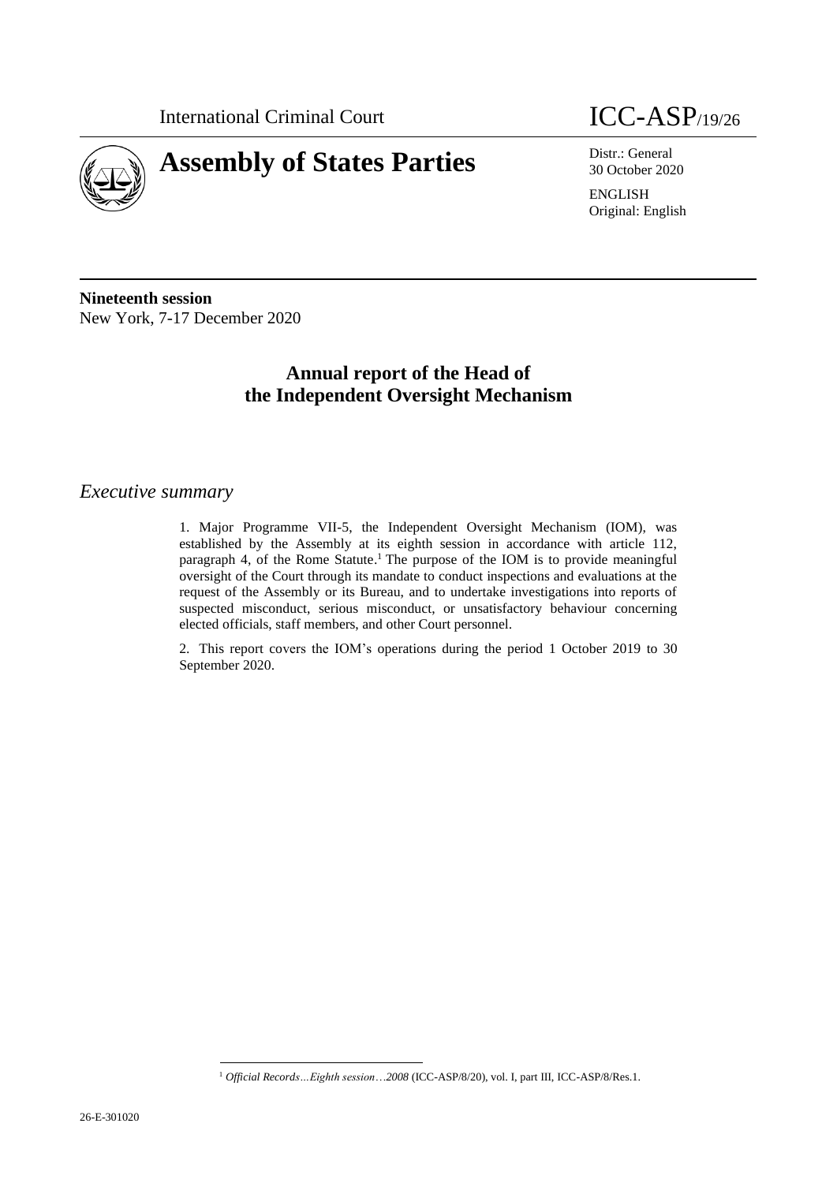International Criminal Court

ICC-ASP/19/26

# Assembly of States Parties

Distr.: General
30 October 2020

ENGLISH
Original: English

**Nineteenth session**
New York, 7-17 December 2020

## Annual report of the Head of the Independent Oversight Mechanism

## *Executive summary*

1. Major Programme VII-5, the Independent Oversight Mechanism (IOM), was established by the Assembly at its eighth session in accordance with article 112, paragraph 4, of the Rome Statute.[1] The purpose of the IOM is to provide meaningful oversight of the Court through its mandate to conduct inspections and evaluations at the request of the Assembly or its Bureau, and to undertake investigations into reports of suspected misconduct, serious misconduct, or unsatisfactory behaviour concerning elected officials, staff members, and other Court personnel.

2. This report covers the IOM's operations during the period 1 October 2019 to 30 September 2020.

[1] *Official Records…Eighth session…2008* (ICC-ASP/8/20), vol. I, part III, ICC-ASP/8/Res.1.

26-E-301020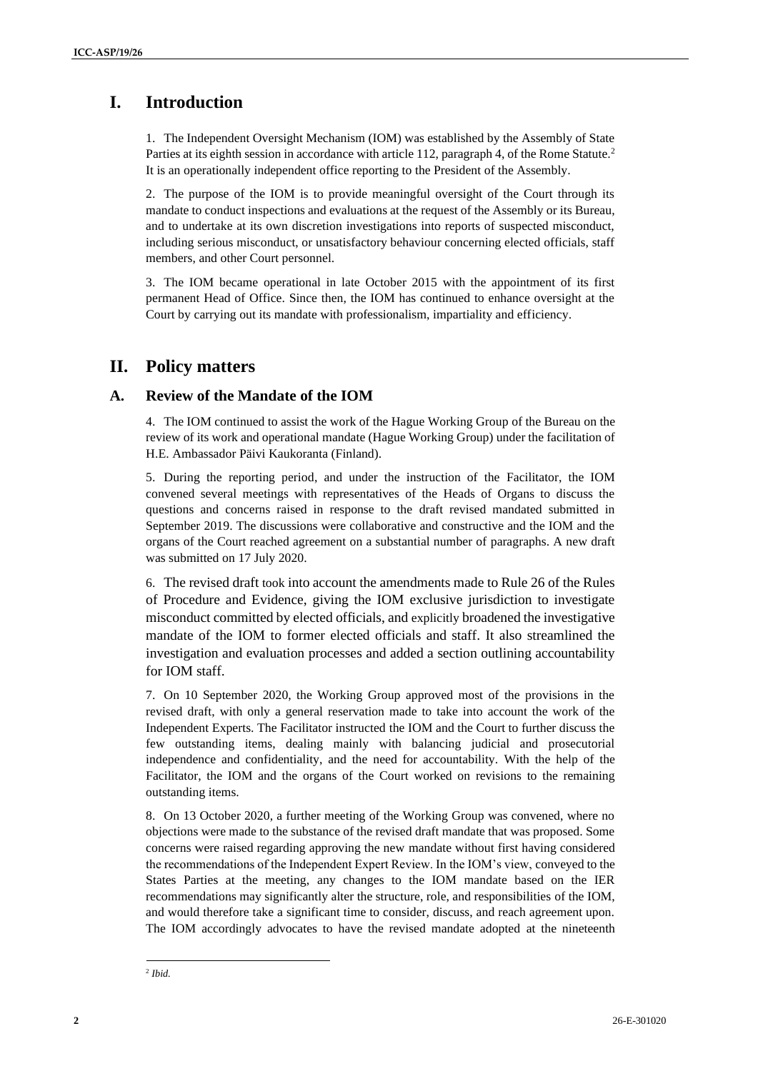# I. Introduction

1. The Independent Oversight Mechanism (IOM) was established by the Assembly of State Parties at its eighth session in accordance with article 112, paragraph 4, of the Rome Statute.[2] It is an operationally independent office reporting to the President of the Assembly.

2. The purpose of the IOM is to provide meaningful oversight of the Court through its mandate to conduct inspections and evaluations at the request of the Assembly or its Bureau, and to undertake at its own discretion investigations into reports of suspected misconduct, including serious misconduct, or unsatisfactory behaviour concerning elected officials, staff members, and other Court personnel.

3. The IOM became operational in late October 2015 with the appointment of its first permanent Head of Office. Since then, the IOM has continued to enhance oversight at the Court by carrying out its mandate with professionalism, impartiality and efficiency.

# II. Policy matters

## A. Review of the Mandate of the IOM

4. The IOM continued to assist the work of the Hague Working Group of the Bureau on the review of its work and operational mandate (Hague Working Group) under the facilitation of H.E. Ambassador Päivi Kaukoranta (Finland).

5. During the reporting period, and under the instruction of the Facilitator, the IOM convened several meetings with representatives of the Heads of Organs to discuss the questions and concerns raised in response to the draft revised mandated submitted in September 2019. The discussions were collaborative and constructive and the IOM and the organs of the Court reached agreement on a substantial number of paragraphs. A new draft was submitted on 17 July 2020.

6. The revised draft took into account the amendments made to Rule 26 of the Rules of Procedure and Evidence, giving the IOM exclusive jurisdiction to investigate misconduct committed by elected officials, and explicitly broadened the investigative mandate of the IOM to former elected officials and staff. It also streamlined the investigation and evaluation processes and added a section outlining accountability for IOM staff.

7. On 10 September 2020, the Working Group approved most of the provisions in the revised draft, with only a general reservation made to take into account the work of the Independent Experts. The Facilitator instructed the IOM and the Court to further discuss the few outstanding items, dealing mainly with balancing judicial and prosecutorial independence and confidentiality, and the need for accountability. With the help of the Facilitator, the IOM and the organs of the Court worked on revisions to the remaining outstanding items.

8. On 13 October 2020, a further meeting of the Working Group was convened, where no objections were made to the substance of the revised draft mandate that was proposed. Some concerns were raised regarding approving the new mandate without first having considered the recommendations of the Independent Expert Review. In the IOM's view, conveyed to the States Parties at the meeting, any changes to the IOM mandate based on the IER recommendations may significantly alter the structure, role, and responsibilities of the IOM, and would therefore take a significant time to consider, discuss, and reach agreement upon. The IOM accordingly advocates to have the revised mandate adopted at the nineteenth

[2] *Ibid.*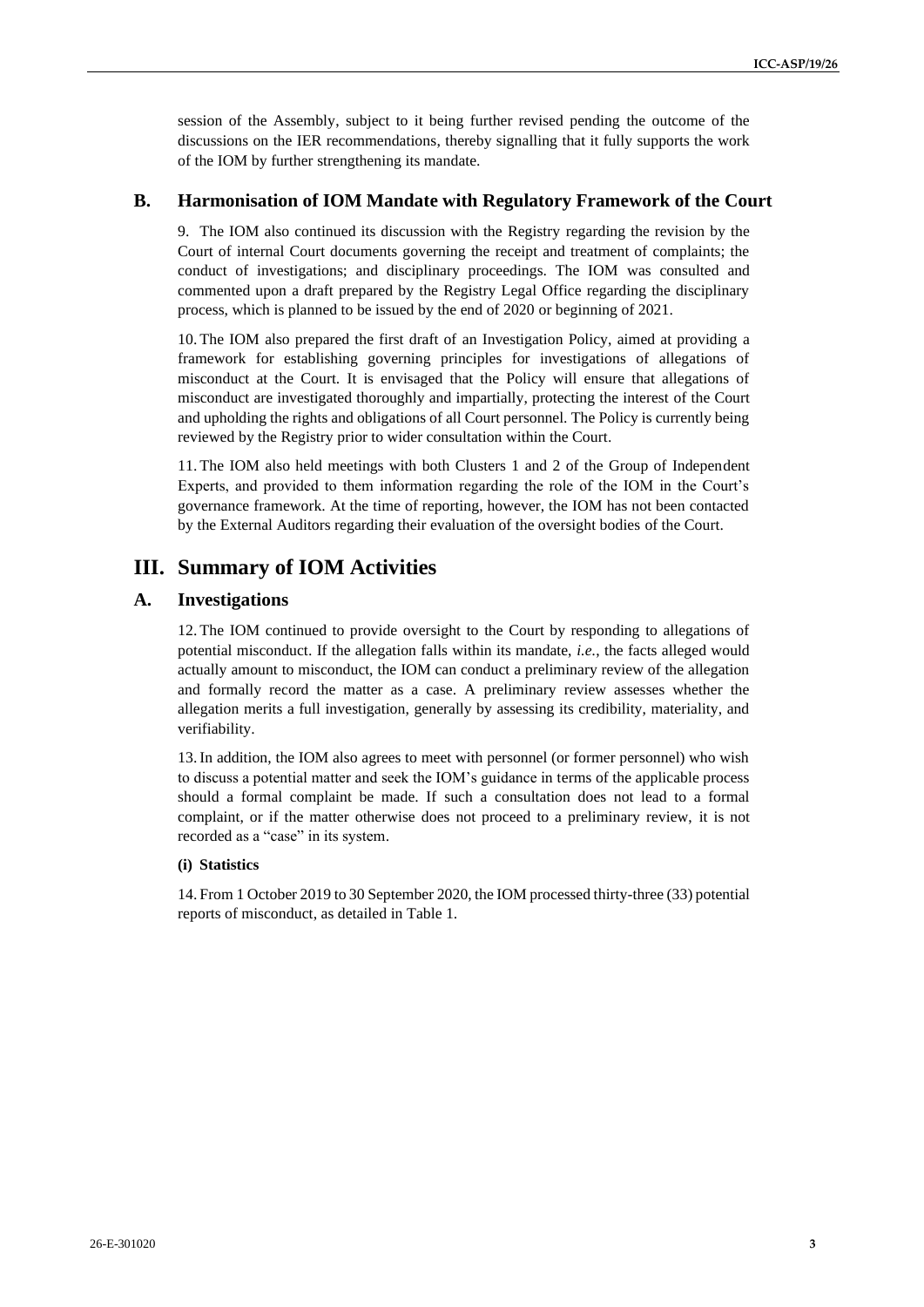session of the Assembly, subject to it being further revised pending the outcome of the discussions on the IER recommendations, thereby signalling that it fully supports the work of the IOM by further strengthening its mandate.

## B. Harmonisation of IOM Mandate with Regulatory Framework of the Court

9. The IOM also continued its discussion with the Registry regarding the revision by the Court of internal Court documents governing the receipt and treatment of complaints; the conduct of investigations; and disciplinary proceedings. The IOM was consulted and commented upon a draft prepared by the Registry Legal Office regarding the disciplinary process, which is planned to be issued by the end of 2020 or beginning of 2021.

10. The IOM also prepared the first draft of an Investigation Policy, aimed at providing a framework for establishing governing principles for investigations of allegations of misconduct at the Court. It is envisaged that the Policy will ensure that allegations of misconduct are investigated thoroughly and impartially, protecting the interest of the Court and upholding the rights and obligations of all Court personnel. The Policy is currently being reviewed by the Registry prior to wider consultation within the Court.

11. The IOM also held meetings with both Clusters 1 and 2 of the Group of Independent Experts, and provided to them information regarding the role of the IOM in the Court's governance framework. At the time of reporting, however, the IOM has not been contacted by the External Auditors regarding their evaluation of the oversight bodies of the Court.

# III. Summary of IOM Activities

## A. Investigations

12. The IOM continued to provide oversight to the Court by responding to allegations of potential misconduct. If the allegation falls within its mandate, *i.e.*, the facts alleged would actually amount to misconduct, the IOM can conduct a preliminary review of the allegation and formally record the matter as a case. A preliminary review assesses whether the allegation merits a full investigation, generally by assessing its credibility, materiality, and verifiability.

13. In addition, the IOM also agrees to meet with personnel (or former personnel) who wish to discuss a potential matter and seek the IOM's guidance in terms of the applicable process should a formal complaint be made. If such a consultation does not lead to a formal complaint, or if the matter otherwise does not proceed to a preliminary review, it is not recorded as a "case" in its system.

### (i) Statistics

14. From 1 October 2019 to 30 September 2020, the IOM processed thirty-three (33) potential reports of misconduct, as detailed in Table 1.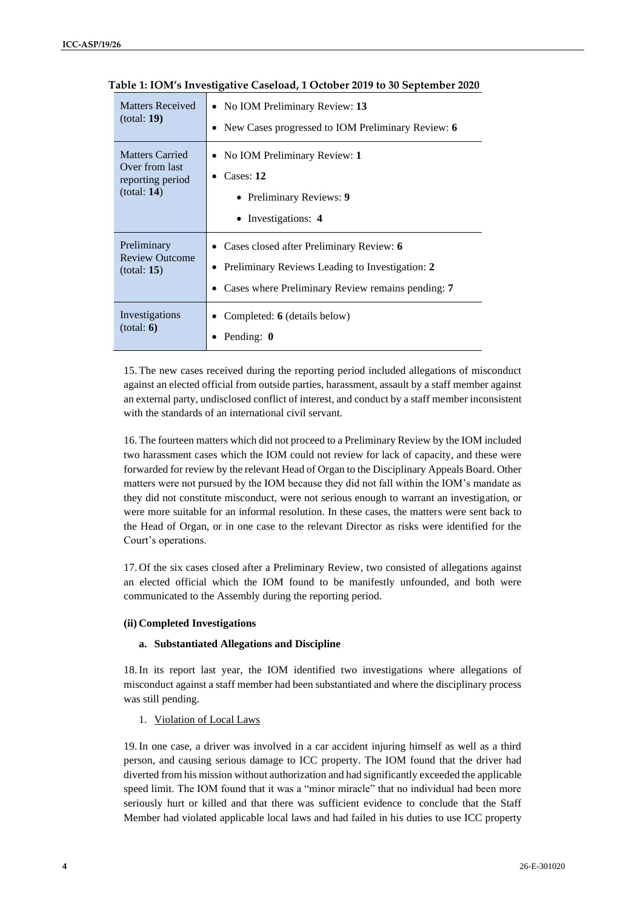**Table 1: IOM's Investigative Caseload, 1 October 2019 to 30 September 2020**

| | |
|---|---|
| Matters Received (total: **19**) | • No IOM Preliminary Review: **13**<br>• New Cases progressed to IOM Preliminary Review: **6** |
| Matters Carried Over from last reporting period (total: **14**) | • No IOM Preliminary Review: **1**<br>• Cases: **12**<br>  • Preliminary Reviews: **9**<br>  • Investigations: **4** |
| Preliminary Review Outcome (total: **15**) | • Cases closed after Preliminary Review: **6**<br>• Preliminary Reviews Leading to Investigation: **2**<br>• Cases where Preliminary Review remains pending: **7** |
| Investigations (total: **6**) | • Completed: **6** (details below)<br>• Pending: **0** |

15. The new cases received during the reporting period included allegations of misconduct against an elected official from outside parties, harassment, assault by a staff member against an external party, undisclosed conflict of interest, and conduct by a staff member inconsistent with the standards of an international civil servant.

16. The fourteen matters which did not proceed to a Preliminary Review by the IOM included two harassment cases which the IOM could not review for lack of capacity, and these were forwarded for review by the relevant Head of Organ to the Disciplinary Appeals Board. Other matters were not pursued by the IOM because they did not fall within the IOM's mandate as they did not constitute misconduct, were not serious enough to warrant an investigation, or were more suitable for an informal resolution. In these cases, the matters were sent back to the Head of Organ, or in one case to the relevant Director as risks were identified for the Court's operations.

17. Of the six cases closed after a Preliminary Review, two consisted of allegations against an elected official which the IOM found to be manifestly unfounded, and both were communicated to the Assembly during the reporting period.

#### (ii) Completed Investigations

##### a. Substantiated Allegations and Discipline

18. In its report last year, the IOM identified two investigations where allegations of misconduct against a staff member had been substantiated and where the disciplinary process was still pending.

1. Violation of Local Laws

19. In one case, a driver was involved in a car accident injuring himself as well as a third person, and causing serious damage to ICC property. The IOM found that the driver had diverted from his mission without authorization and had significantly exceeded the applicable speed limit. The IOM found that it was a "minor miracle" that no individual had been more seriously hurt or killed and that there was sufficient evidence to conclude that the Staff Member had violated applicable local laws and had failed in his duties to use ICC property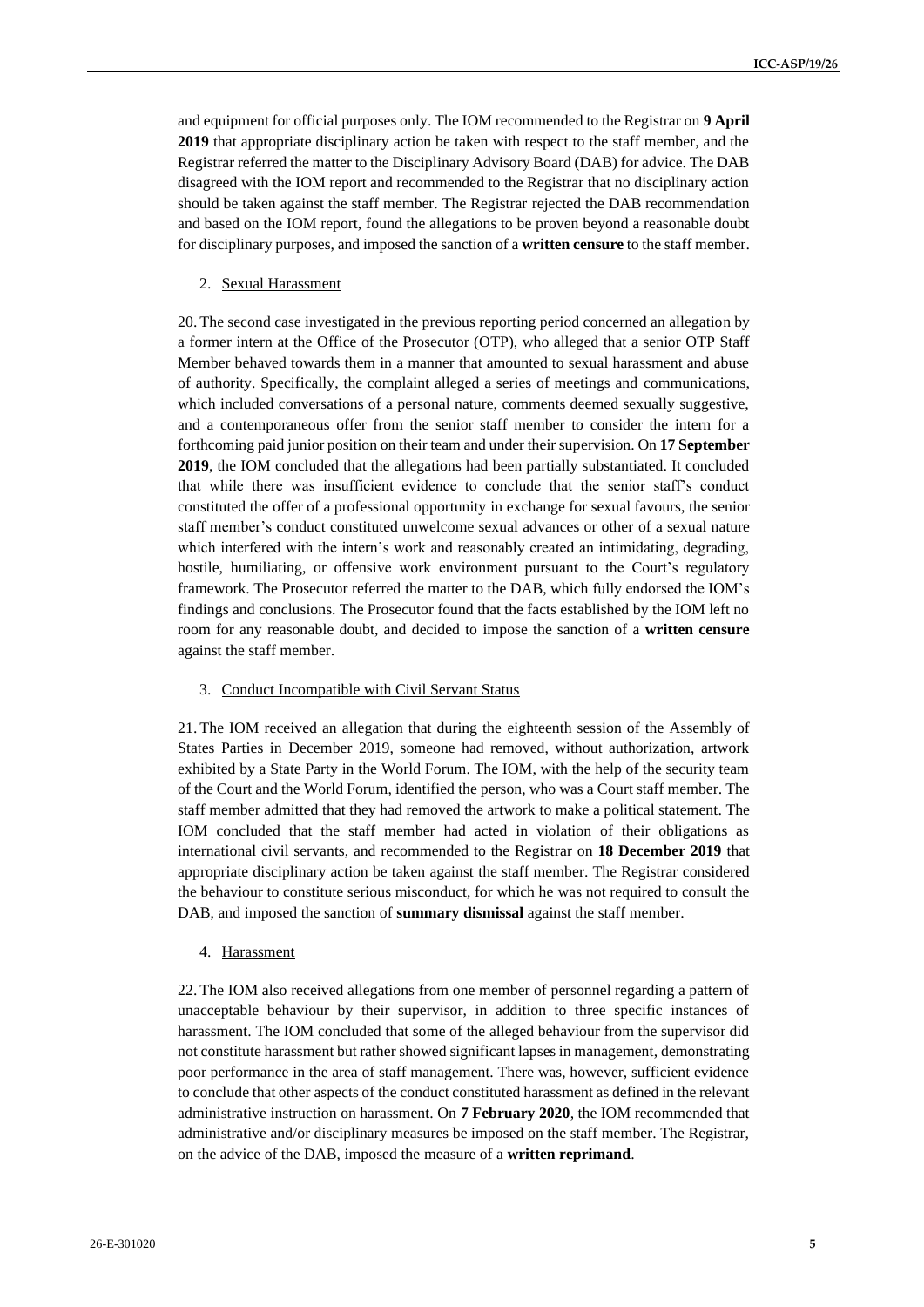and equipment for official purposes only. The IOM recommended to the Registrar on **9 April 2019** that appropriate disciplinary action be taken with respect to the staff member, and the Registrar referred the matter to the Disciplinary Advisory Board (DAB) for advice. The DAB disagreed with the IOM report and recommended to the Registrar that no disciplinary action should be taken against the staff member. The Registrar rejected the DAB recommendation and based on the IOM report, found the allegations to be proven beyond a reasonable doubt for disciplinary purposes, and imposed the sanction of a **written censure** to the staff member.

2. Sexual Harassment

20. The second case investigated in the previous reporting period concerned an allegation by a former intern at the Office of the Prosecutor (OTP), who alleged that a senior OTP Staff Member behaved towards them in a manner that amounted to sexual harassment and abuse of authority. Specifically, the complaint alleged a series of meetings and communications, which included conversations of a personal nature, comments deemed sexually suggestive, and a contemporaneous offer from the senior staff member to consider the intern for a forthcoming paid junior position on their team and under their supervision. On **17 September 2019**, the IOM concluded that the allegations had been partially substantiated. It concluded that while there was insufficient evidence to conclude that the senior staff's conduct constituted the offer of a professional opportunity in exchange for sexual favours, the senior staff member's conduct constituted unwelcome sexual advances or other of a sexual nature which interfered with the intern's work and reasonably created an intimidating, degrading, hostile, humiliating, or offensive work environment pursuant to the Court's regulatory framework. The Prosecutor referred the matter to the DAB, which fully endorsed the IOM's findings and conclusions. The Prosecutor found that the facts established by the IOM left no room for any reasonable doubt, and decided to impose the sanction of a **written censure** against the staff member.

3. Conduct Incompatible with Civil Servant Status

21. The IOM received an allegation that during the eighteenth session of the Assembly of States Parties in December 2019, someone had removed, without authorization, artwork exhibited by a State Party in the World Forum. The IOM, with the help of the security team of the Court and the World Forum, identified the person, who was a Court staff member. The staff member admitted that they had removed the artwork to make a political statement. The IOM concluded that the staff member had acted in violation of their obligations as international civil servants, and recommended to the Registrar on **18 December 2019** that appropriate disciplinary action be taken against the staff member. The Registrar considered the behaviour to constitute serious misconduct, for which he was not required to consult the DAB, and imposed the sanction of **summary dismissal** against the staff member.

4. Harassment

22. The IOM also received allegations from one member of personnel regarding a pattern of unacceptable behaviour by their supervisor, in addition to three specific instances of harassment. The IOM concluded that some of the alleged behaviour from the supervisor did not constitute harassment but rather showed significant lapses in management, demonstrating poor performance in the area of staff management. There was, however, sufficient evidence to conclude that other aspects of the conduct constituted harassment as defined in the relevant administrative instruction on harassment. On **7 February 2020**, the IOM recommended that administrative and/or disciplinary measures be imposed on the staff member. The Registrar, on the advice of the DAB, imposed the measure of a **written reprimand**.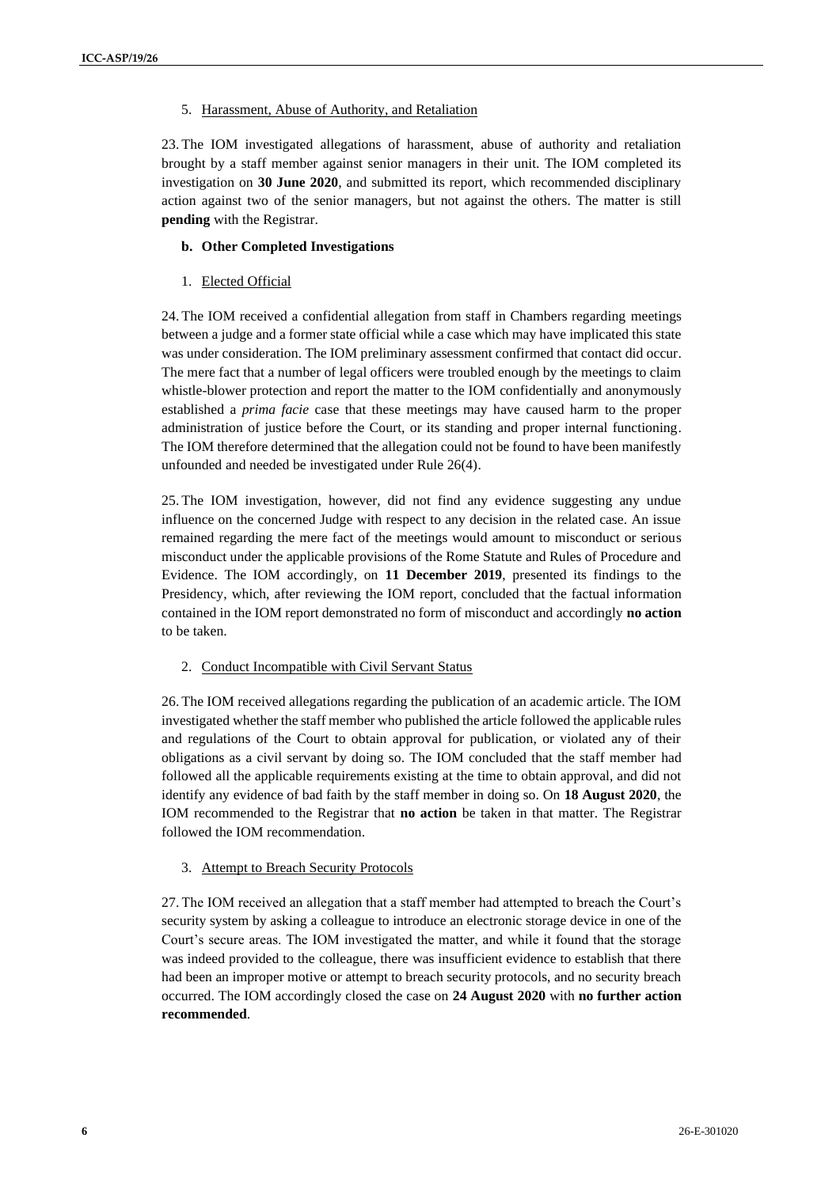5. Harassment, Abuse of Authority, and Retaliation

23. The IOM investigated allegations of harassment, abuse of authority and retaliation brought by a staff member against senior managers in their unit. The IOM completed its investigation on **30 June 2020**, and submitted its report, which recommended disciplinary action against two of the senior managers, but not against the others. The matter is still **pending** with the Registrar.

**b. Other Completed Investigations**

1. Elected Official

24. The IOM received a confidential allegation from staff in Chambers regarding meetings between a judge and a former state official while a case which may have implicated this state was under consideration. The IOM preliminary assessment confirmed that contact did occur. The mere fact that a number of legal officers were troubled enough by the meetings to claim whistle-blower protection and report the matter to the IOM confidentially and anonymously established a *prima facie* case that these meetings may have caused harm to the proper administration of justice before the Court, or its standing and proper internal functioning. The IOM therefore determined that the allegation could not be found to have been manifestly unfounded and needed be investigated under Rule 26(4).

25. The IOM investigation, however, did not find any evidence suggesting any undue influence on the concerned Judge with respect to any decision in the related case. An issue remained regarding the mere fact of the meetings would amount to misconduct or serious misconduct under the applicable provisions of the Rome Statute and Rules of Procedure and Evidence. The IOM accordingly, on **11 December 2019**, presented its findings to the Presidency, which, after reviewing the IOM report, concluded that the factual information contained in the IOM report demonstrated no form of misconduct and accordingly **no action** to be taken.

2. Conduct Incompatible with Civil Servant Status

26. The IOM received allegations regarding the publication of an academic article. The IOM investigated whether the staff member who published the article followed the applicable rules and regulations of the Court to obtain approval for publication, or violated any of their obligations as a civil servant by doing so. The IOM concluded that the staff member had followed all the applicable requirements existing at the time to obtain approval, and did not identify any evidence of bad faith by the staff member in doing so. On **18 August 2020**, the IOM recommended to the Registrar that **no action** be taken in that matter. The Registrar followed the IOM recommendation.

3. Attempt to Breach Security Protocols

27. The IOM received an allegation that a staff member had attempted to breach the Court's security system by asking a colleague to introduce an electronic storage device in one of the Court's secure areas. The IOM investigated the matter, and while it found that the storage was indeed provided to the colleague, there was insufficient evidence to establish that there had been an improper motive or attempt to breach security protocols, and no security breach occurred. The IOM accordingly closed the case on **24 August 2020** with **no further action recommended**.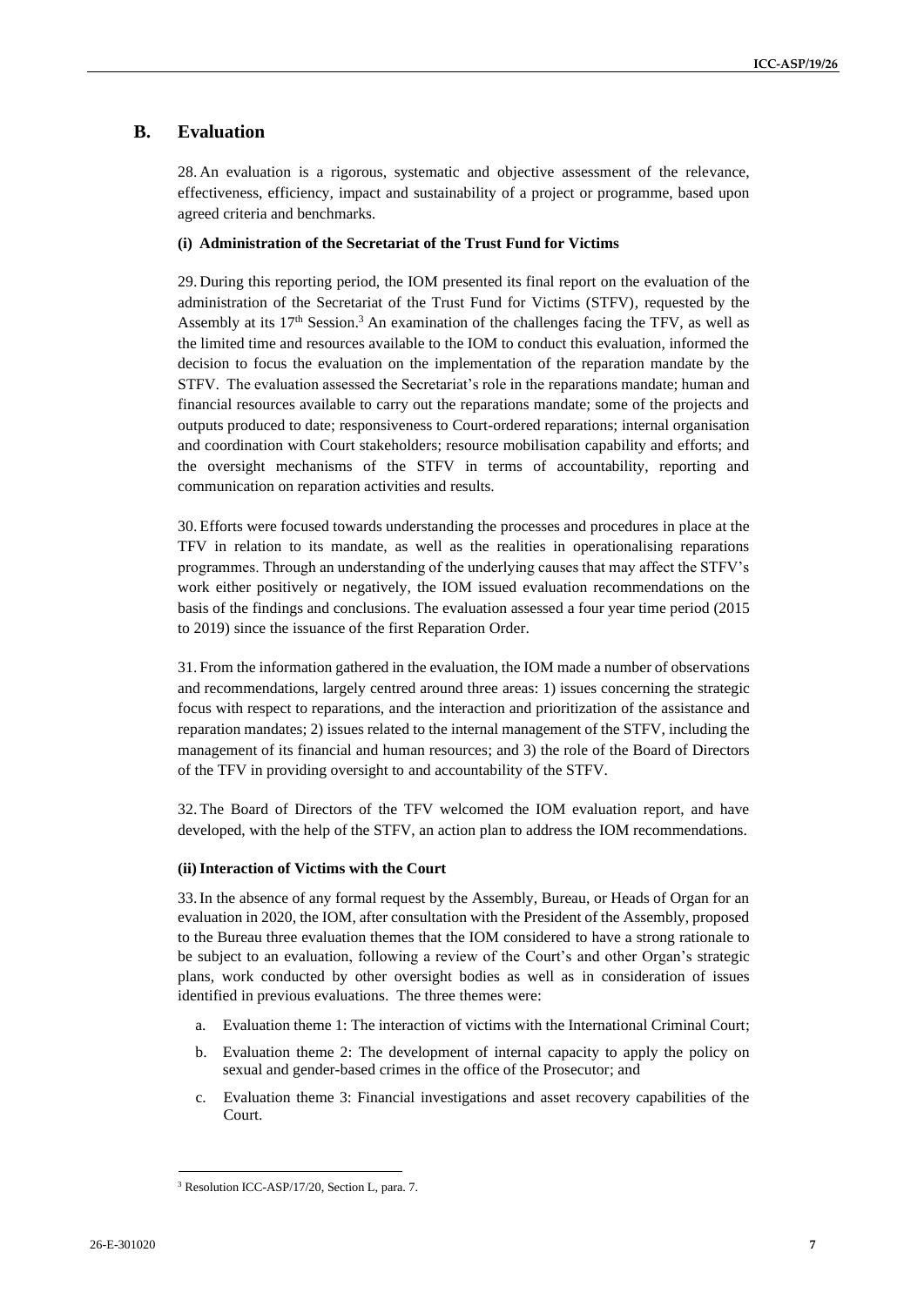## B. Evaluation

28. An evaluation is a rigorous, systematic and objective assessment of the relevance, effectiveness, efficiency, impact and sustainability of a project or programme, based upon agreed criteria and benchmarks.

#### (i) Administration of the Secretariat of the Trust Fund for Victims

29. During this reporting period, the IOM presented its final report on the evaluation of the administration of the Secretariat of the Trust Fund for Victims (STFV), requested by the Assembly at its 17th Session.[3] An examination of the challenges facing the TFV, as well as the limited time and resources available to the IOM to conduct this evaluation, informed the decision to focus the evaluation on the implementation of the reparation mandate by the STFV. The evaluation assessed the Secretariat's role in the reparations mandate; human and financial resources available to carry out the reparations mandate; some of the projects and outputs produced to date; responsiveness to Court-ordered reparations; internal organisation and coordination with Court stakeholders; resource mobilisation capability and efforts; and the oversight mechanisms of the STFV in terms of accountability, reporting and communication on reparation activities and results.

30. Efforts were focused towards understanding the processes and procedures in place at the TFV in relation to its mandate, as well as the realities in operationalising reparations programmes. Through an understanding of the underlying causes that may affect the STFV's work either positively or negatively, the IOM issued evaluation recommendations on the basis of the findings and conclusions. The evaluation assessed a four year time period (2015 to 2019) since the issuance of the first Reparation Order.

31. From the information gathered in the evaluation, the IOM made a number of observations and recommendations, largely centred around three areas: 1) issues concerning the strategic focus with respect to reparations, and the interaction and prioritization of the assistance and reparation mandates; 2) issues related to the internal management of the STFV, including the management of its financial and human resources; and 3) the role of the Board of Directors of the TFV in providing oversight to and accountability of the STFV.

32. The Board of Directors of the TFV welcomed the IOM evaluation report, and have developed, with the help of the STFV, an action plan to address the IOM recommendations.

#### (ii) Interaction of Victims with the Court

33. In the absence of any formal request by the Assembly, Bureau, or Heads of Organ for an evaluation in 2020, the IOM, after consultation with the President of the Assembly, proposed to the Bureau three evaluation themes that the IOM considered to have a strong rationale to be subject to an evaluation, following a review of the Court's and other Organ's strategic plans, work conducted by other oversight bodies as well as in consideration of issues identified in previous evaluations. The three themes were:

a. Evaluation theme 1: The interaction of victims with the International Criminal Court;

b. Evaluation theme 2: The development of internal capacity to apply the policy on sexual and gender-based crimes in the office of the Prosecutor; and

c. Evaluation theme 3: Financial investigations and asset recovery capabilities of the Court.

---

[3] Resolution ICC-ASP/17/20, Section L, para. 7.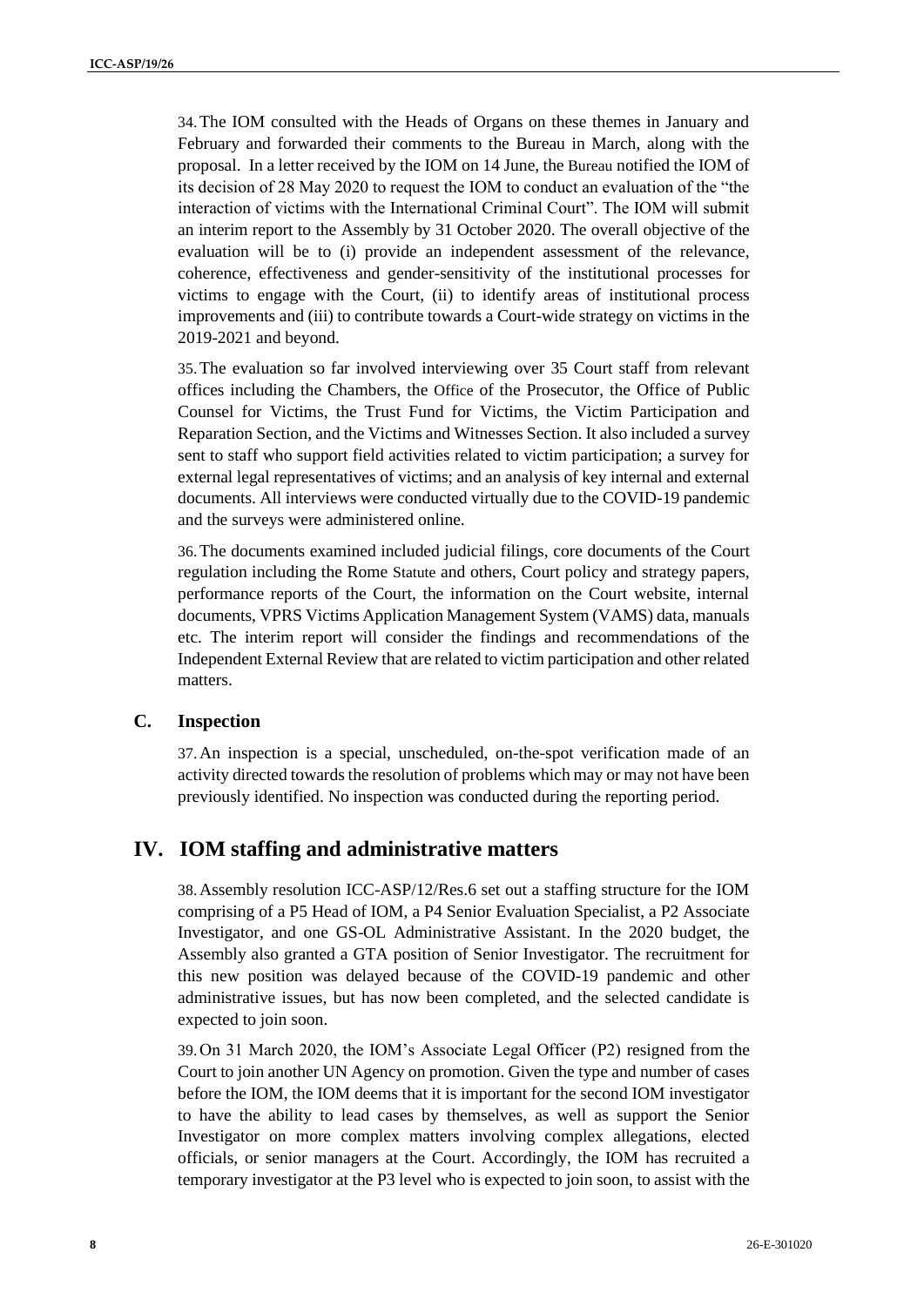34. The IOM consulted with the Heads of Organs on these themes in January and February and forwarded their comments to the Bureau in March, along with the proposal. In a letter received by the IOM on 14 June, the Bureau notified the IOM of its decision of 28 May 2020 to request the IOM to conduct an evaluation of the "the interaction of victims with the International Criminal Court". The IOM will submit an interim report to the Assembly by 31 October 2020. The overall objective of the evaluation will be to (i) provide an independent assessment of the relevance, coherence, effectiveness and gender-sensitivity of the institutional processes for victims to engage with the Court, (ii) to identify areas of institutional process improvements and (iii) to contribute towards a Court-wide strategy on victims in the 2019-2021 and beyond.

35. The evaluation so far involved interviewing over 35 Court staff from relevant offices including the Chambers, the Office of the Prosecutor, the Office of Public Counsel for Victims, the Trust Fund for Victims, the Victim Participation and Reparation Section, and the Victims and Witnesses Section. It also included a survey sent to staff who support field activities related to victim participation; a survey for external legal representatives of victims; and an analysis of key internal and external documents. All interviews were conducted virtually due to the COVID-19 pandemic and the surveys were administered online.

36. The documents examined included judicial filings, core documents of the Court regulation including the Rome Statute and others, Court policy and strategy papers, performance reports of the Court, the information on the Court website, internal documents, VPRS Victims Application Management System (VAMS) data, manuals etc. The interim report will consider the findings and recommendations of the Independent External Review that are related to victim participation and other related matters.

## C. Inspection

37. An inspection is a special, unscheduled, on-the-spot verification made of an activity directed towards the resolution of problems which may or may not have been previously identified. No inspection was conducted during the reporting period.

# IV. IOM staffing and administrative matters

38. Assembly resolution ICC-ASP/12/Res.6 set out a staffing structure for the IOM comprising of a P5 Head of IOM, a P4 Senior Evaluation Specialist, a P2 Associate Investigator, and one GS-OL Administrative Assistant. In the 2020 budget, the Assembly also granted a GTA position of Senior Investigator. The recruitment for this new position was delayed because of the COVID-19 pandemic and other administrative issues, but has now been completed, and the selected candidate is expected to join soon.

39. On 31 March 2020, the IOM's Associate Legal Officer (P2) resigned from the Court to join another UN Agency on promotion. Given the type and number of cases before the IOM, the IOM deems that it is important for the second IOM investigator to have the ability to lead cases by themselves, as well as support the Senior Investigator on more complex matters involving complex allegations, elected officials, or senior managers at the Court. Accordingly, the IOM has recruited a temporary investigator at the P3 level who is expected to join soon, to assist with the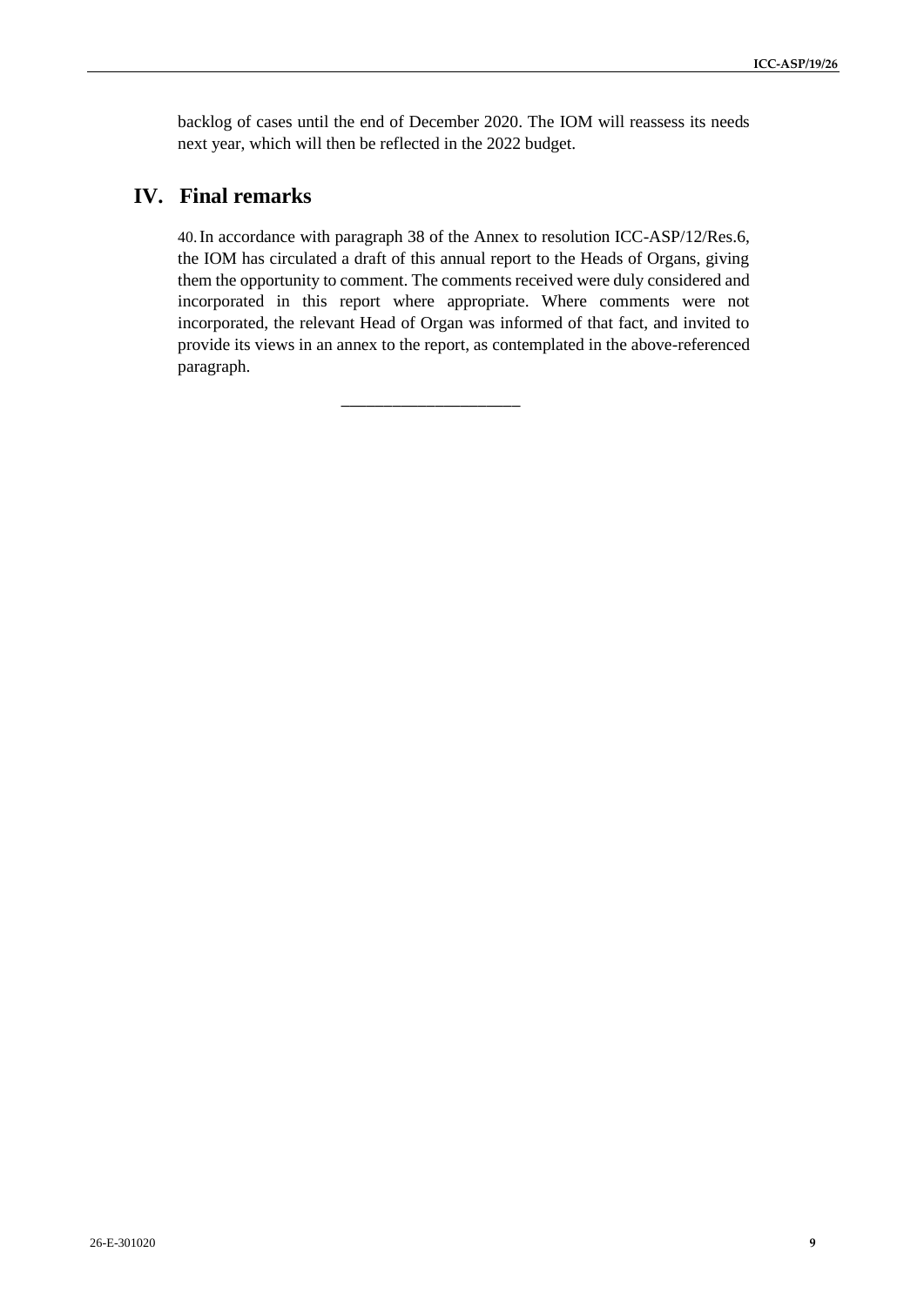backlog of cases until the end of December 2020. The IOM will reassess its needs next year, which will then be reflected in the 2022 budget.

## IV. Final remarks

40. In accordance with paragraph 38 of the Annex to resolution ICC-ASP/12/Res.6, the IOM has circulated a draft of this annual report to the Heads of Organs, giving them the opportunity to comment. The comments received were duly considered and incorporated in this report where appropriate. Where comments were not incorporated, the relevant Head of Organ was informed of that fact, and invited to provide its views in an annex to the report, as contemplated in the above-referenced paragraph.

____________________